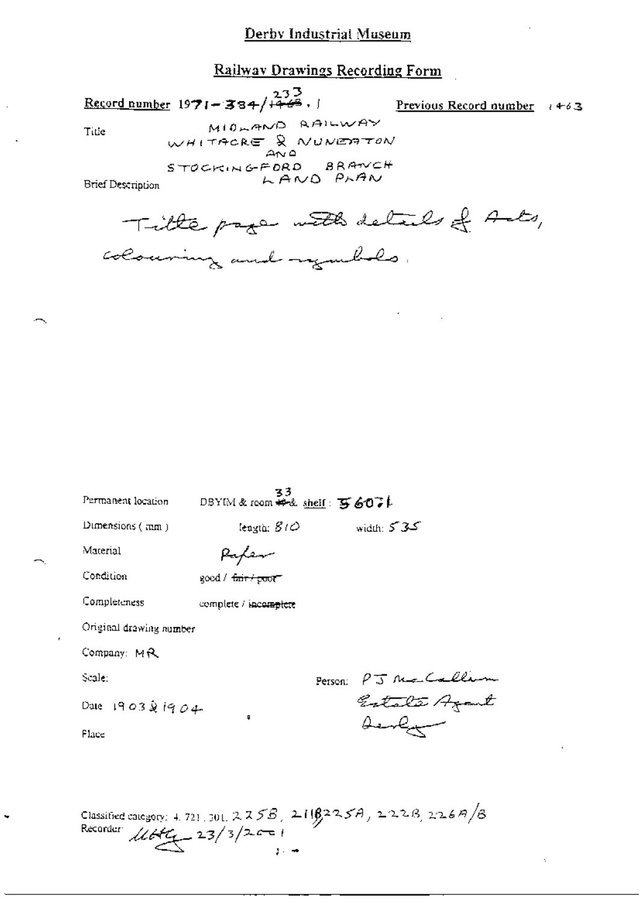# Derby Industrial Museum

## Railway Drawings Recording Form

**Record number** 1971-384/~~1463~~ 233.1 **Previous Record number** 1463

Title
MIDLAND RAILWAY
WHITACRE & NUNEATON
AND
STOCKINGFORD BRANCH
LAND PLAN

Brief Description

Title page with details of Acts, colouring and symbols.

Permanent location DBYIM & room ~~49~~ 33 & shelf: 56071

Dimensions (mm) length: 810 width: 535

Material Paper

Condition good / ~~fair / poor~~

Completeness complete / ~~incomplete~~

Original drawing number

Company: MR

Scale:

Person: PJ McCallum
Estate Agent
Derby

Date 1903 & 1904

Place

Classified category: 4.721.301. 225B, 211B, 225A, 222B, 226A/B

Recorder: [signature] 23/3/2001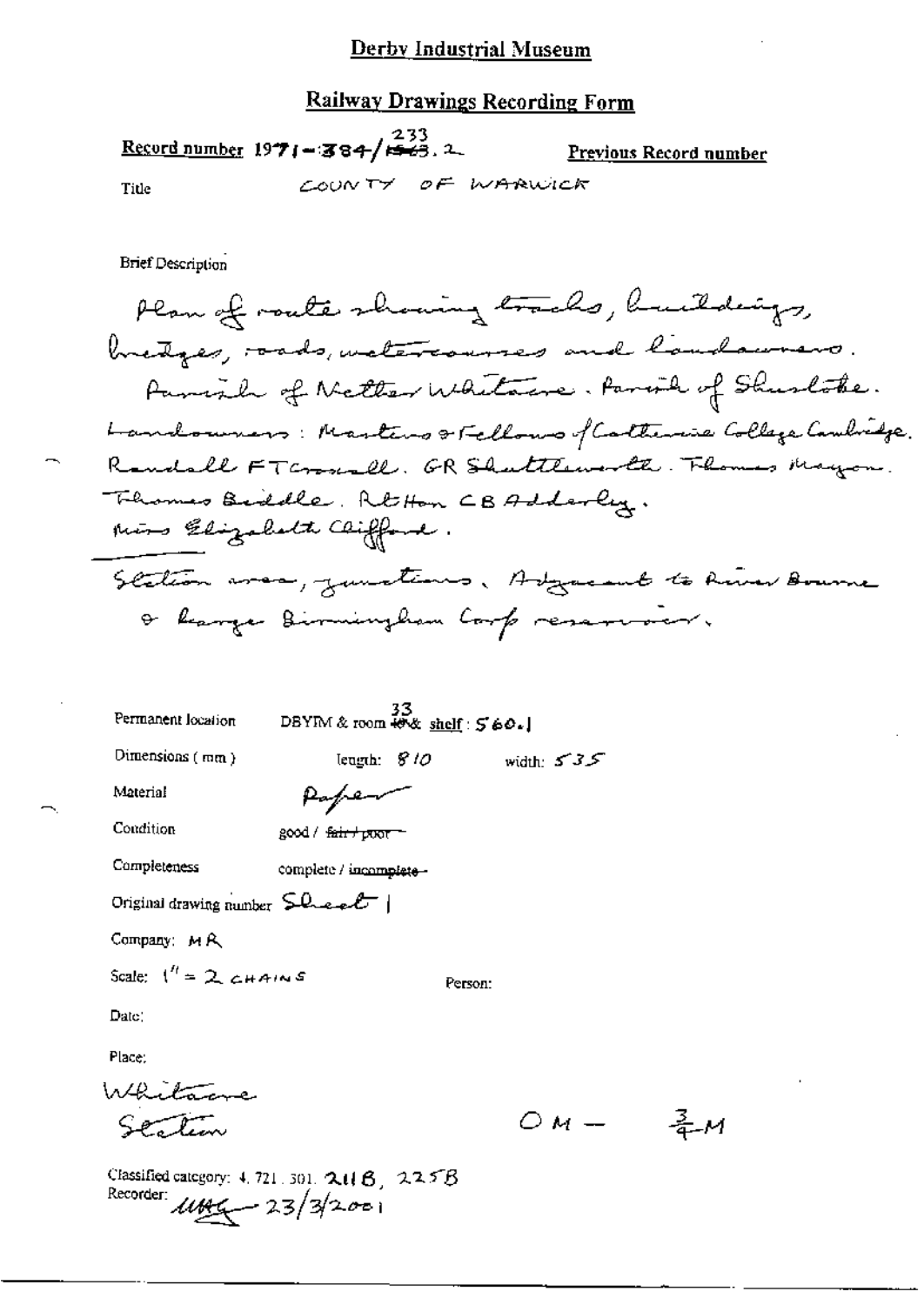# Derby Industrial Museum

## Railway Drawings Recording Form

**Record number** 1971-384/~~1563~~ 233.2 **Previous Record number**

Title COUNTY OF WARWICK

Brief Description

Plan of route showing tracks, buildings, bridges, roads, watercourses and landowners.
Parish of Nether Whitacre. Parish of Shustoke.
Landowners: Masters & Fellows of Catherine College Cambridge.
Randall FT Crossall. GR Shuttleworth. Thomas Mayon.
Thomas Biddle. Rt Hon CB Adderley.
Miss Elizabeth Clifford.

Station area, junctions. Adjacent to River Bourne & large Birmingham Corp reservoir.

Permanent location DBYIM & room ~~40~~ 33 & shelf: 560.1

Dimensions (mm) length: 810 width: 535

Material Paper

Condition good / ~~fair / poor~~

Completeness complete / ~~incomplete~~

Original drawing number Sheet 1

Company: MR

Scale: 1" = 2 CHAINS

Person:

Date:

Place:

Whitacre Station

OM — ¾M

Classified category: 4. 721. 301. 211B, 225B

Recorder: MAG 23/3/2001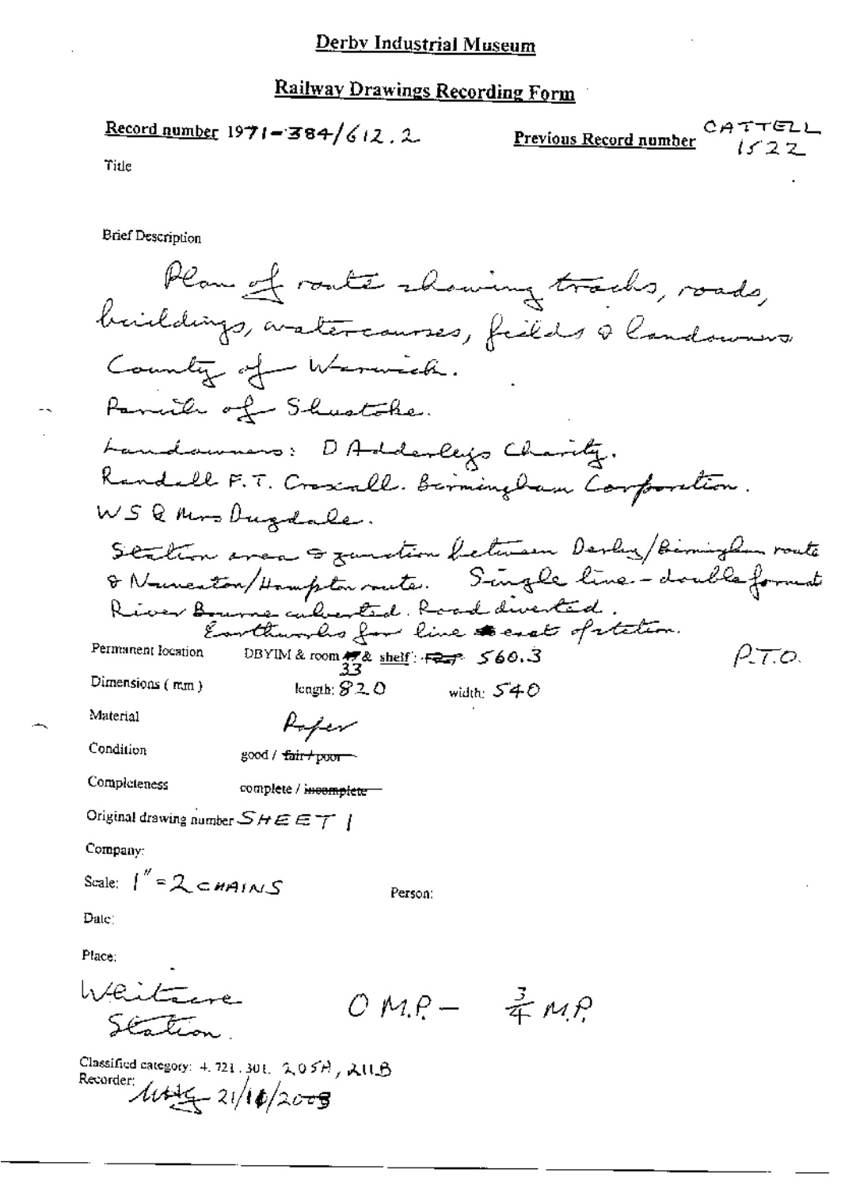# Derby Industrial Museum

## Railway Drawings Recording Form

**Record number** 1971-384/612.2

**Previous Record number** CATTELL 1522

Title

Brief Description

Plan of route showing tracks, roads, buildings, watercourses, fields & landowners.
County of Warwick.
Parish of Shustoke.
Landowners: D Adderleys Charity.
Randall F.T. Croxall. Birmingham Corporation.
WS & Mrs Dugdale.
Station area & junction between Derby/Birmingham route & Nuneaton/Hampton route. Single line - double format.
River Bourne culverted. Road diverted.
Earthworks for line east of station.

P.T.O.

Permanent location DBYIM & room 33 & shelf: 560.3

Dimensions ( mm ) length: 820 width: 540

Material Paper

Condition good / ~~fair / poor~~

Completeness complete / ~~incomplete~~

Original drawing number SHEET 1

Company:

Scale: 1" = 2 CHAINS

Person:

Date:

Place:

Whitacre Station

0 M.P. - ¾ M.P.

Classified category: 4.721.301. 205A, 211B

Recorder: 21/10/2008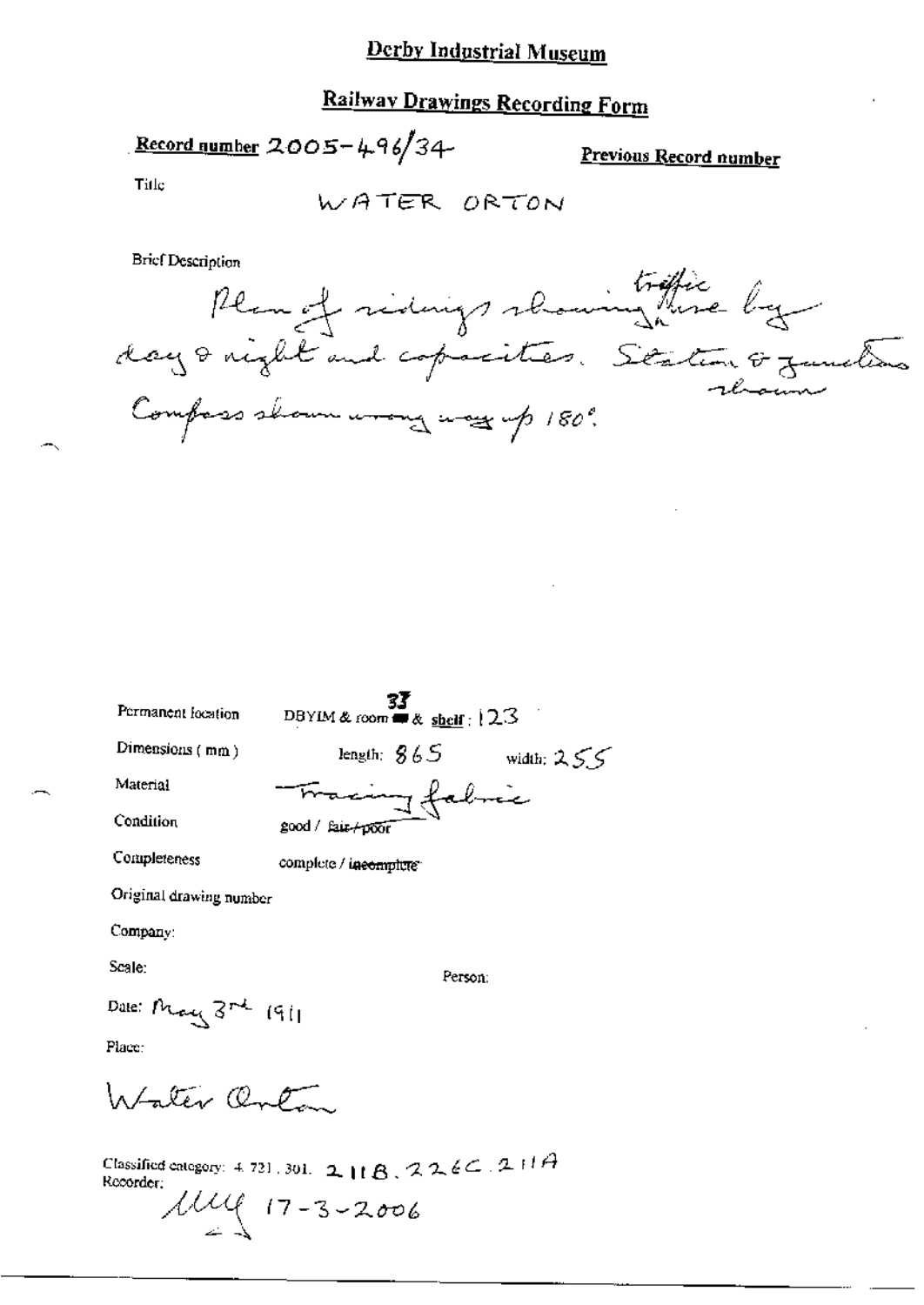# Derby Industrial Museum

## Railway Drawings Recording Form

**Record number** 2005-496/34

**Previous Record number**

Title

WATER ORTON

Brief Description

Plan of sidings showing traffic there by day & night and capacities. Station & junctions shown. Compass shown wrong way up 180°.

Permanent location: DBYIM & room 33 & shelf: 123

Dimensions (mm): length: 865 width: 255

Material: Tracing fabric

Condition: good / ~~fair / poor~~

Completeness: complete / ~~incomplete~~

Original drawing number

Company:

Scale:

Person:

Date: May 3rd 1911

Place:

Water Orton

Classified category: 4. 721. 301. 211B. 226C. 211A

Recorder:

MM 17-3-2006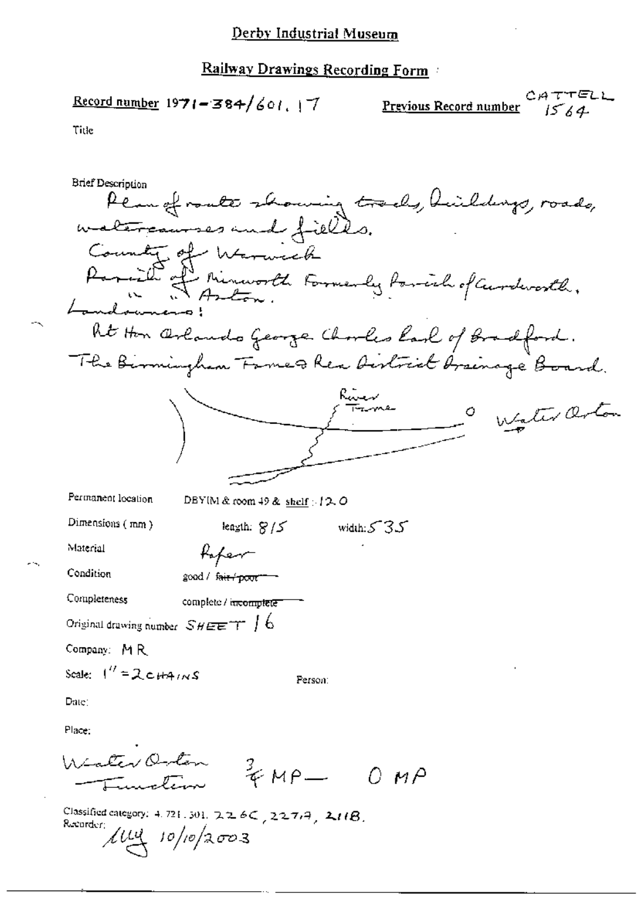Derby Industrial Museum

Railway Drawings Recording Form

Record number 1971-384/601.17

Previous Record number CATTELL 1564

Title

Brief Description

Plan of route showing tracks, buildings, roads, watercourses and fields.

County of Warwick

Parish of Minworth Formerly Parish of Curdworth.

" " Aston.

Landowners:

Rt Hon Orlando George Charles Earl of Bradford.

The Birmingham Tame & Rea District Drainage Board.

River Tame

Water Orton

Permanent location DBYIM & room 49 & shelf : 120

Dimensions (mm) length: 815 width: 535

Material Paper

Condition good / ~~fair / poor~~

Completeness complete / ~~incomplete~~

Original drawing number SHEET 16

Company: MR

Scale: 1" = 2 CHAINS

Person:

Date:

Place:

Water Orton Junction ¾ MP — 0 MP

Classified category: 4.721.301. 226C, 227A, 211B.

Recorder: lly 10/10/2003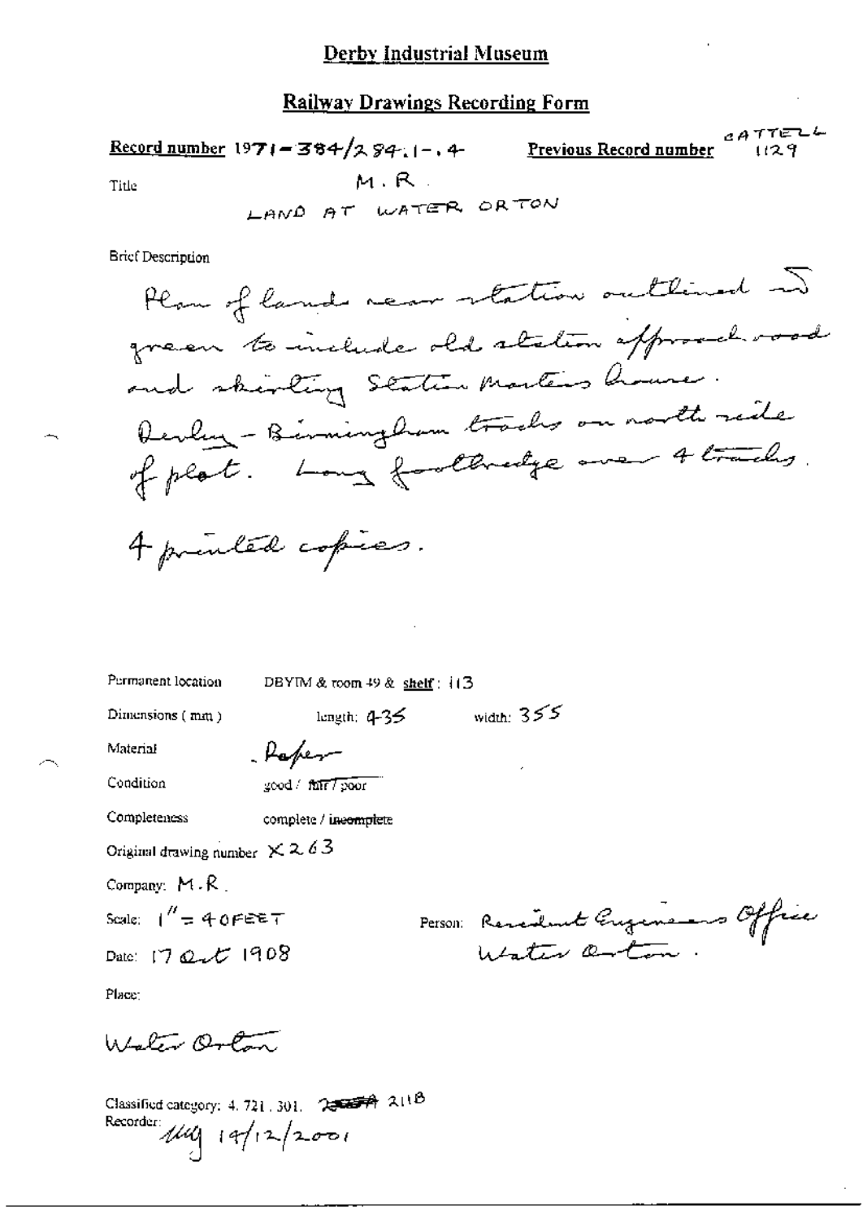# Derby Industrial Museum

## Railway Drawings Recording Form

**Record number** 1971-384/284.1-.4 **Previous Record number** CATTELL 1129

Title M.R.
LAND AT WATER ORTON

Brief Description

Plan of land near station outlined in green to include old station approach road and skirting Station Masters house. Derby - Birmingham tracks on north side of plot. Long footbridge over 4 tracks.

4 printed copies.

Permanent location DBYIM & room 49 & shelf: 113

Dimensions (mm) length: 435 width: 355

Material Paper

Condition good / ~~fair / poor~~

Completeness complete / ~~incomplete~~

Original drawing number X263

Company: M.R.

Scale: 1" = 40FEET

Person: Resident Engineers Office Water Orton.

Date: 17 Oct 1908

Place:

Water Orton

Classified category: 4.721.301. ~~2~~ 2118

Recorder: [initials] 14/12/2001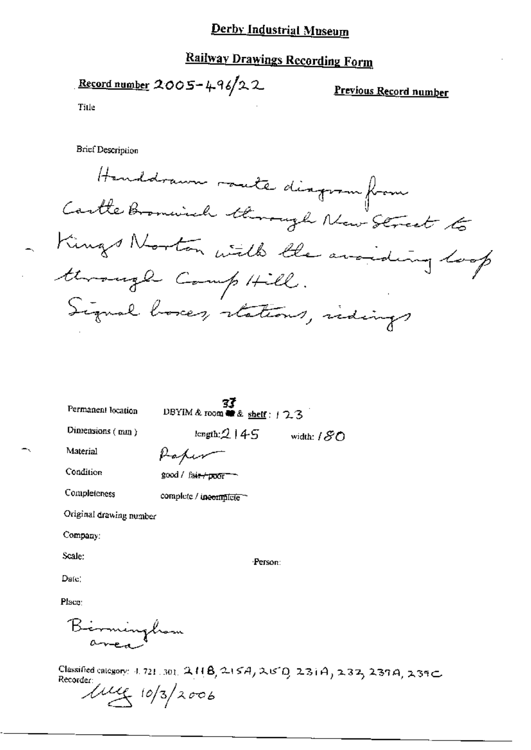# Derby Industrial Museum

## Railway Drawings Recording Form

**Record number** 2005-496/22

**Previous Record number**

Title

Brief Description

Handdrawn route diagram from Castle Bromwich through New Street to Kings Norton with the avoiding loop through Camp Hill.
Signal boxes, stations, sidings

Permanent location: DBYIM & room 33 & shelf: 123

Dimensions (mm): length: 2145 width: 180

Material: Paper

Condition: good / ~~fair / poor~~

Completeness: complete / ~~incomplete~~

Original drawing number

Company:

Scale: Person:

Date:

Place:

Birmingham area

Classified category: 4.721.301. 211B, 215A, 215D, 231A, 233, 237A, 239C

Recorder:

Meg 10/3/2006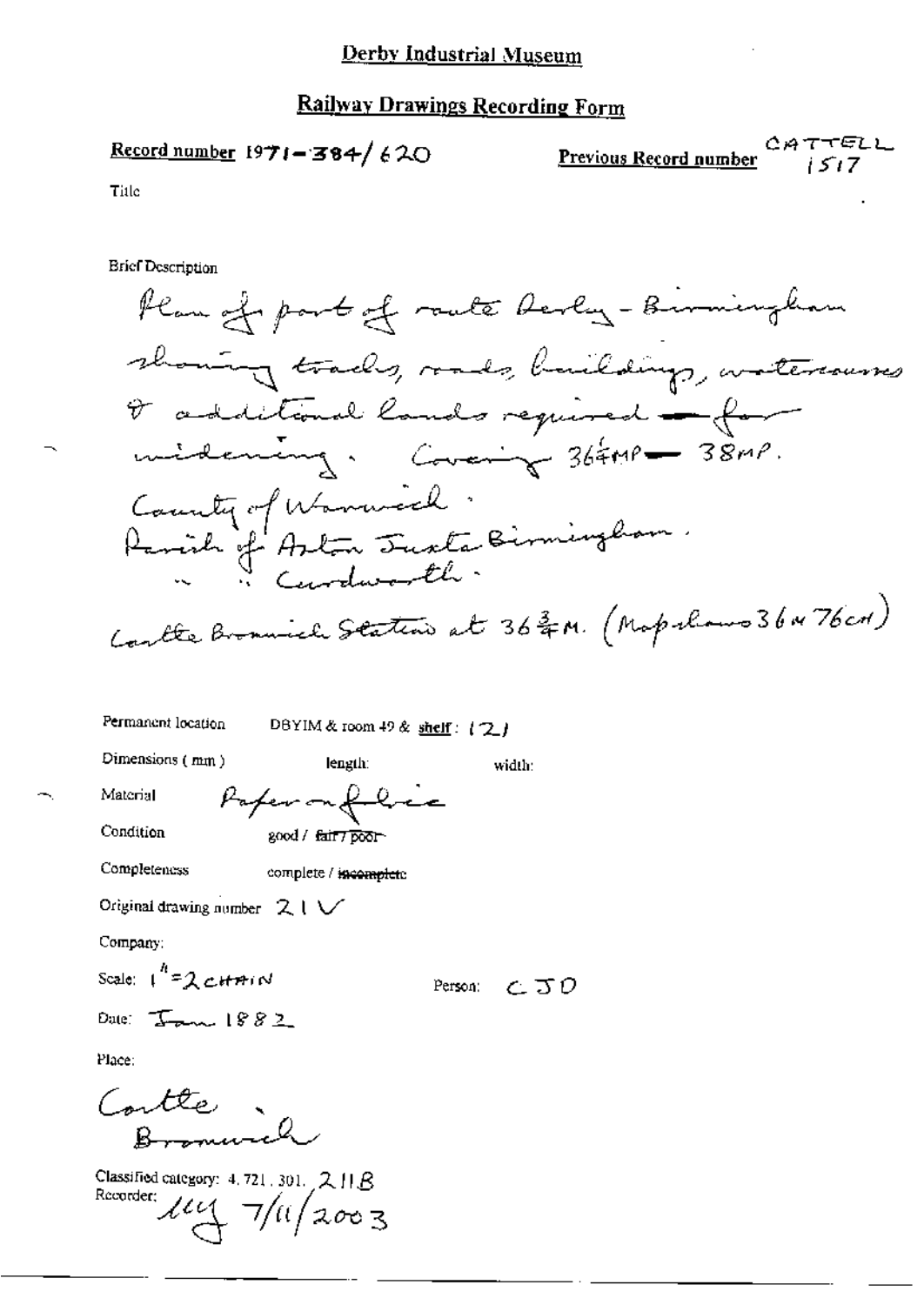# Derby Industrial Museum

## Railway Drawings Recording Form

**Record number** 1971-384/620

**Previous Record number** CATTELL 1517

Title

Brief Description

Plan of part of route Derby - Birmingham showing tracks, roads, buildings, watercourses & additional lands required for widening. Covering 36¼MP — 38MP.
County of Warwick:
Parish of Aston Juxta Birmingham.
" " Curdworth.
Castle Bromwich Station at 36¾M. (Map-shows 36M 76CH)

Permanent location DBYIM & room 49 & shelf: (2)

Dimensions (mm) length: width:

Material Paper on fabric

Condition good / ~~fair / poor~~

Completeness complete / ~~incomplete~~

Original drawing number 21 ✓

Company:

Scale: 1" = 2 CHAIN

Person: CJD

Date: Jan 1882

Place:

Castle Bromwich

Classified category: 4.721.301. 211B

Recorder: llj 7/11/2003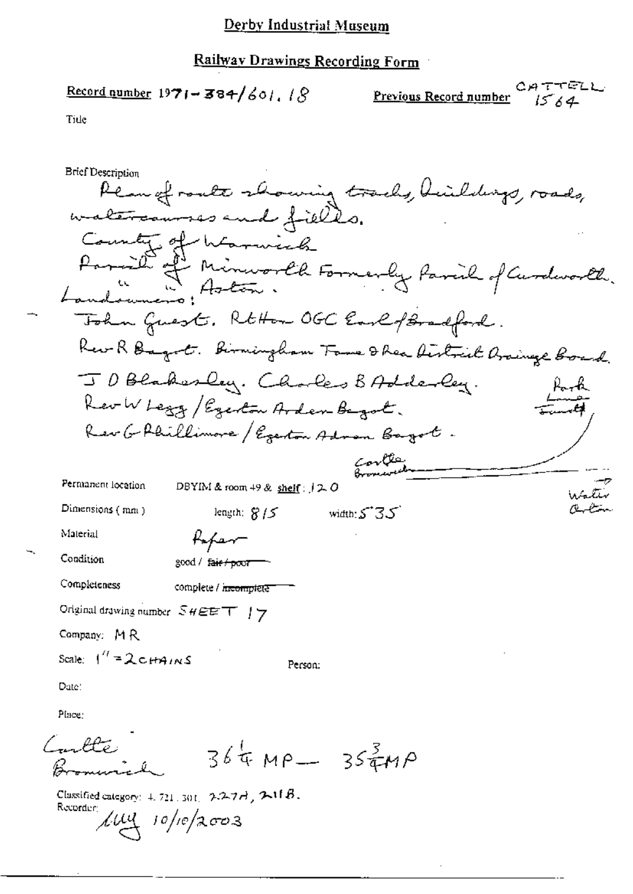# Derby Industrial Museum

## Railway Drawings Recording Form

**Record number** 1971-384/601.18 **Previous Record number** CATTELL 1564

Title

Brief Description

Plan of route showing tracks, buildings, roads, watercourses and fields.
County of Warwick
Parish of Minworth Formerly Parish of Curdworth.
Landowners: " " Aston.
John Guest. RtHon OGC Earl of Bradford.
Rev R Bagot. Birmingham Tame & Rea District Drainage Board.
J D Blakesley. Charles B Adderley.
Rev W Legg / Egerton Arden Bagot.
Rev G Phillimore / Egerton Adren Bagot.

Park Lane Sumit(?)
Castle Bromwich
Water Orton

Permanent location DBYIM & room 49 & shelf: 120

Dimensions (mm) length: 815 width: 535

Material Paper

Condition good / ~~fair / poor~~

Completeness complete / ~~incomplete~~

Original drawing number SHEET 17

Company: MR

Scale: 1" = 2 CHAINS

Person:

Date:

Place:

Castle Bromwich $36\frac{1}{4}$ MP — $35\frac{3}{4}$ MP

Classified category: 4.721.301. 227A, 211B.

Recorder: [initials] 10/10/2003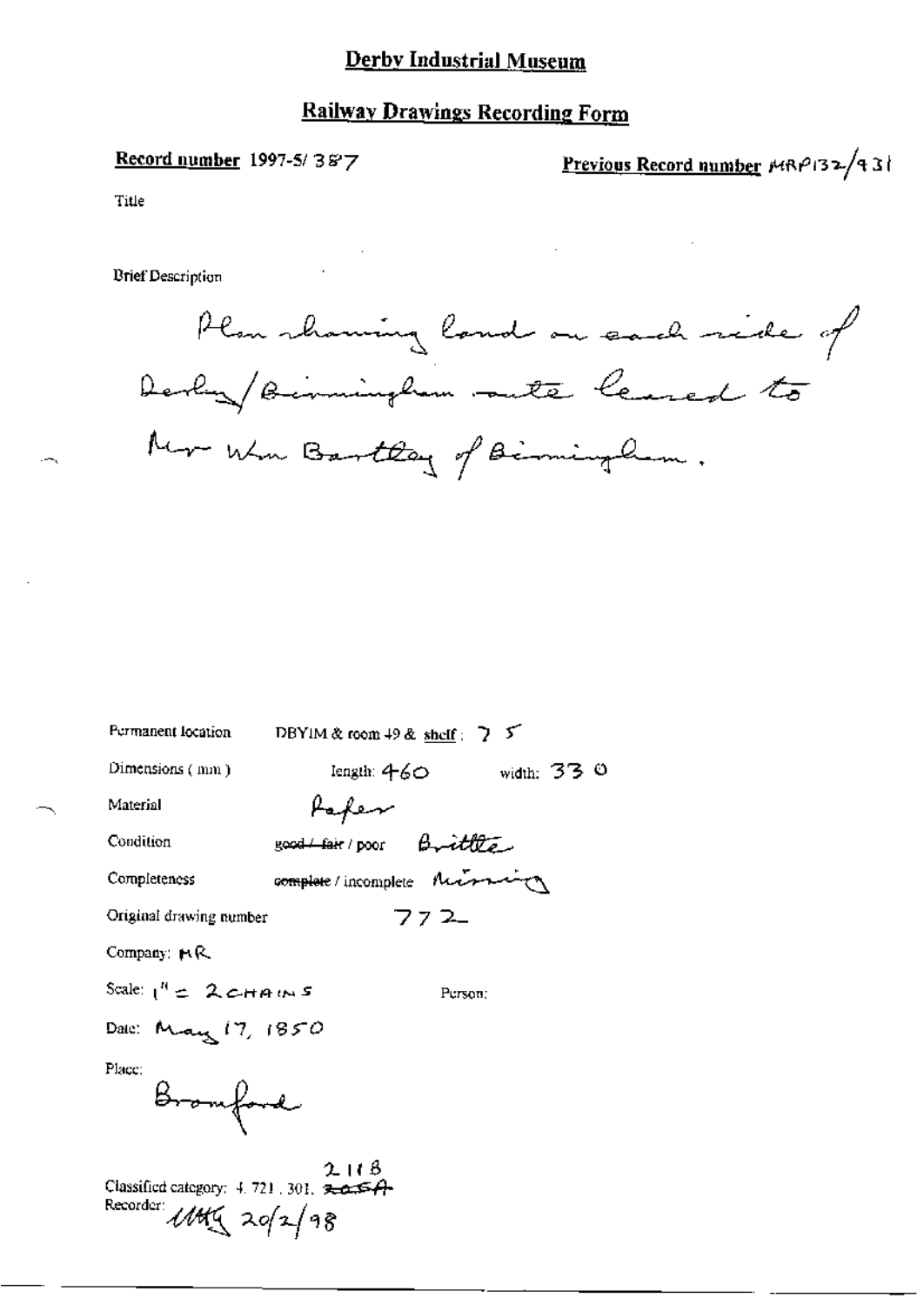# Derby Industrial Museum

## Railway Drawings Recording Form

**Record number** 1997-5/387

**Previous Record number** MRP132/431

Title

Brief Description

Plan showing land on each side of Derby/Birmingham route leased to Mr Wm Bartley of Birmingham.

Permanent location DBYIM & room 49 & shelf: 7 5

Dimensions (mm) length: 460 width: 330

Material Paper

Condition ~~good / fair~~ / poor Brittle

Completeness ~~complete~~ / incomplete Missing

Original drawing number 772

Company: MR

Scale: 1" = 2 CHAINS

Person:

Date: May 17, 1850

Place:

Bromford

Classified category: 4.721, 301, ~~205A~~ 211B

Recorder: MMG 20/2/98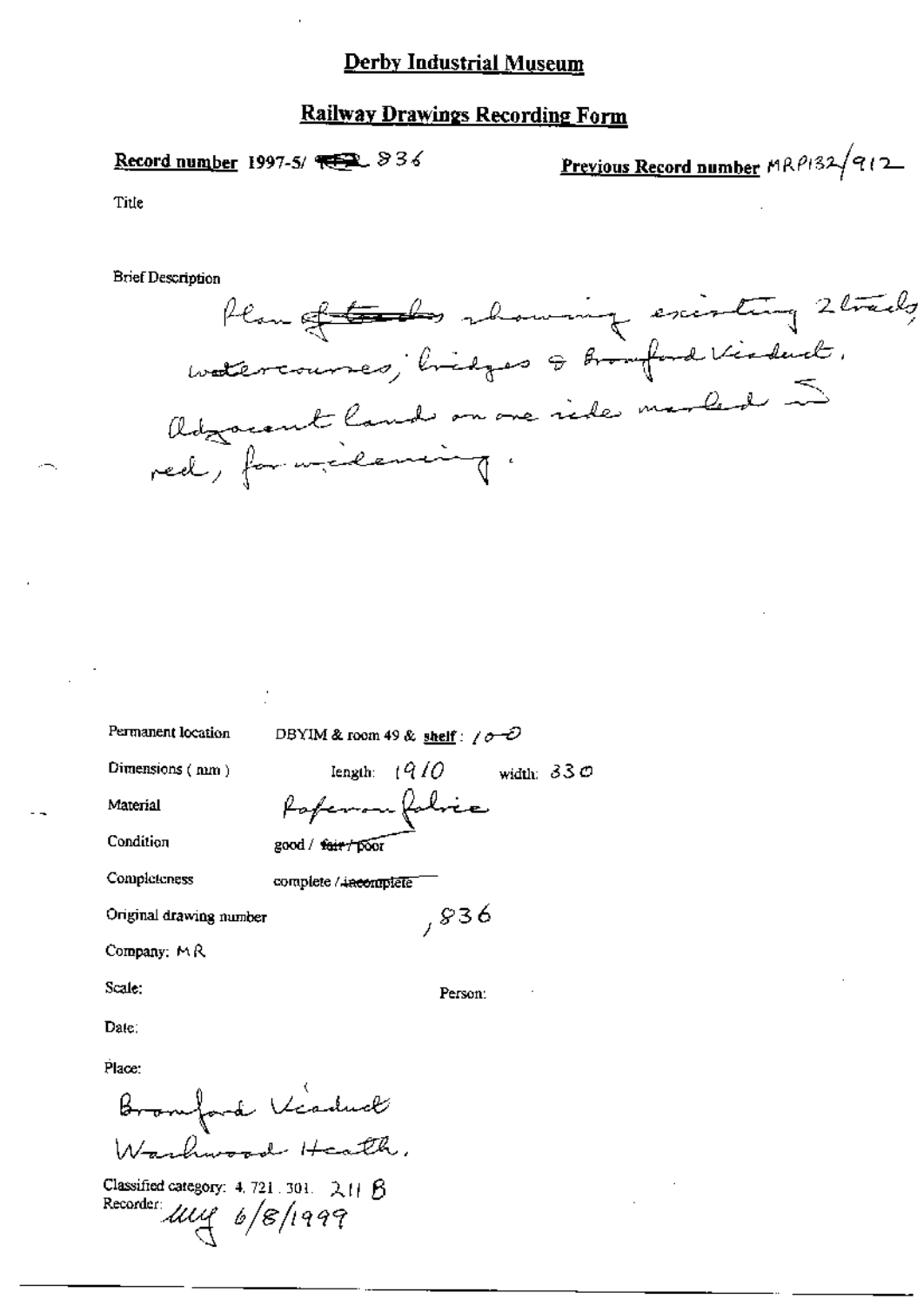# Derby Industrial Museum

## Railway Drawings Recording Form

**Record number** 1997-5/ ~~FEP~~ 836

**Previous Record number** MRP132/912

Title

Brief Description

Plan of ~~tracks~~ showing existing 2 tracks, watercourses, bridges & Bromford Viaduct. Adjacent land on one side marked in red, for widening.

Permanent location DBYIM & room 49 & **shelf**: 10-D

Dimensions (mm) length: 1910 width: 330

Material Ferro-fabric

Condition good / ~~fair / poor~~

Completeness complete / ~~incomplete~~

Original drawing number ,836

Company: MR

Scale:

Person:

Date:

Place:

Bromford Viaduct
Washwood Heath.

Classified category: 4. 721. 301. 211 B

Recorder: MY 6/8/1999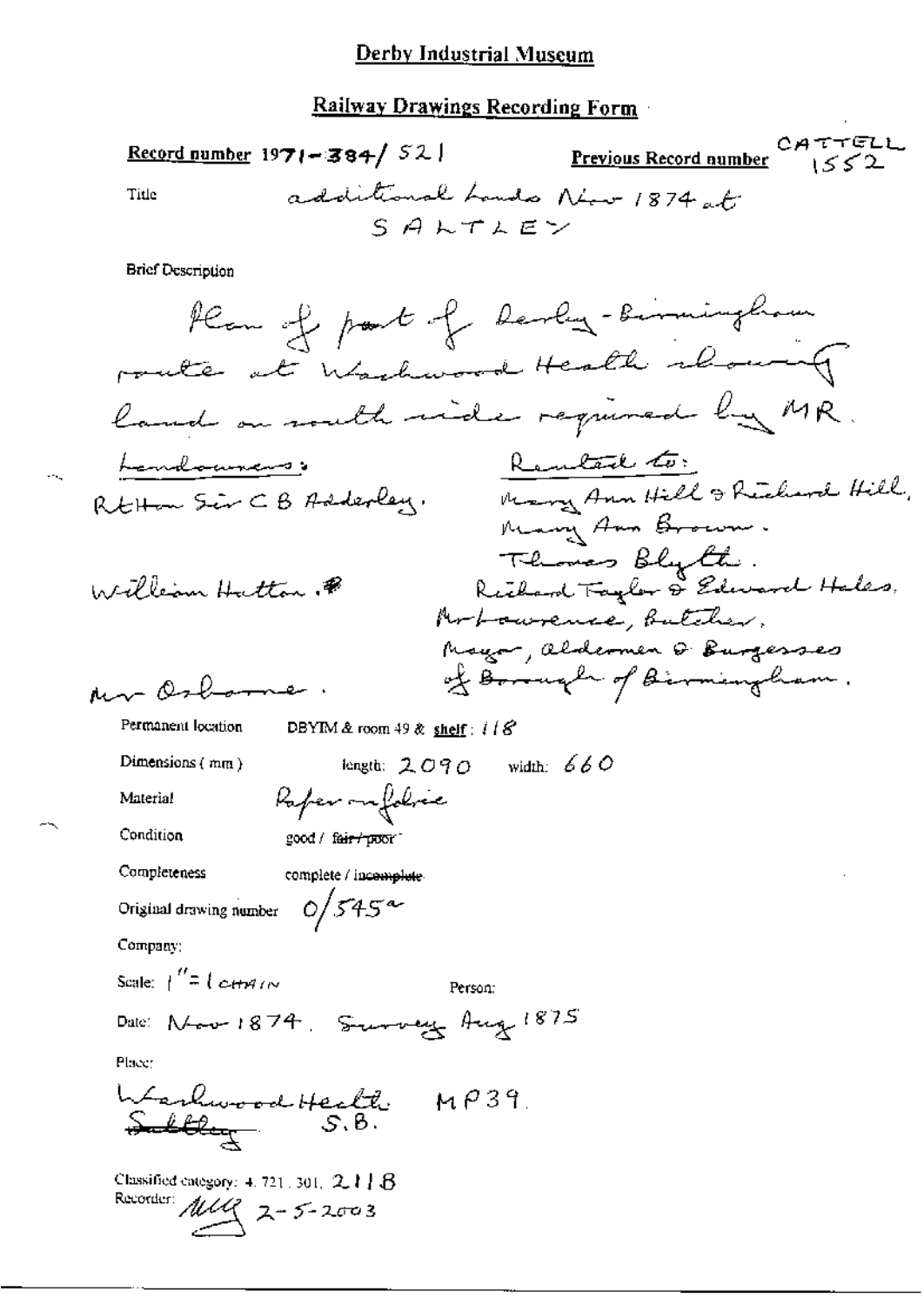## Derby Industrial Museum

### Railway Drawings Recording Form

**Record number** 1971-384/521 **Previous Record number** CATTELL 1552

Title: additional Lands Nov 1874 at SALTLEY

Brief Description

Plan of part of Derby-Birmingham route at Washwood Heath showing land on south side required by MR.

| Landowners: | Rented to: |
|---|---|
| RtHon Sir C B Adderley. | Mary Ann Hill & Richard Hill, Mary Ann Brown. Thomas Blyth. |
| William Hutton. | Richard Taylor & Edward Hales, Mr Lawrence, Butcher, Mayor, aldermen & Burgesses of Borough of Birmingham. |
| Mr Osborne. | |

Permanent location: DBYIM & room 49 & shelf: 118

Dimensions (mm): length: 2090 width: 660

Material: Paper on fabric

Condition: good / ~~fair / poor~~

Completeness: complete / ~~incomplete~~

Original drawing number: 0/545a

Company:

Scale: 1" = 1 CHAIN

Person:

Date: Nov 1874. Survey Aug 1875

Place:

Washwood Heath MP39. ~~Saltley~~ S.B.

Classified category: 4.721.301. 2118

Recorder: MLQ 2-5-2003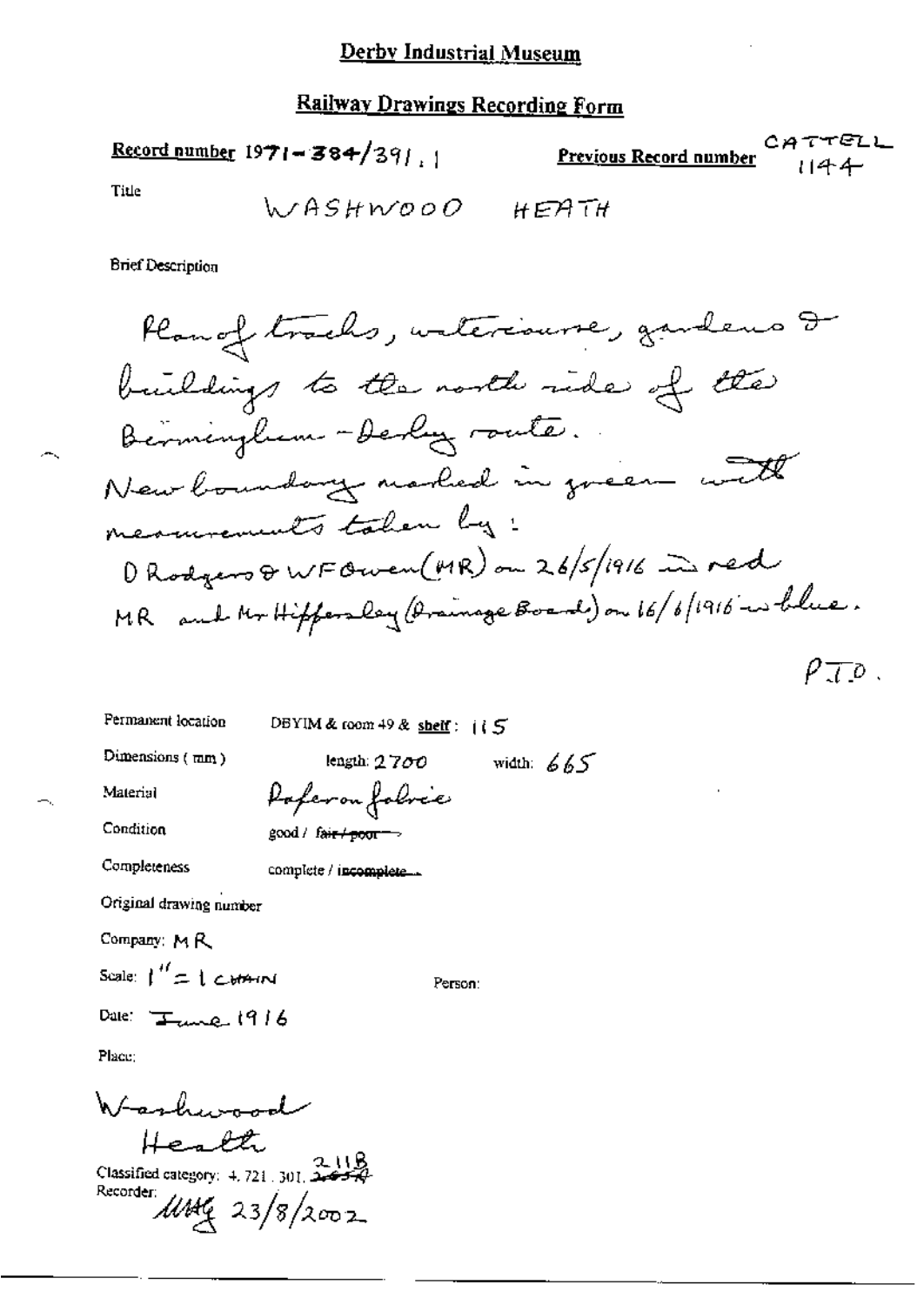# Derby Industrial Museum

## Railway Drawings Recording Form

**Record number** 1971-384/391.1

**Previous Record number** CATTELL 1144

Title

WASHWOOD HEATH

Brief Description

Plan of tracks, watercourse, gardens & buildings to the north side of the Birmingham - Derby route.
New boundary marked in green with measurements taken by:
D Rodgers & WF Owen (MR) on 26/5/1916 in red
MR and Mr Hippersley (Drainage Board) on 16/6/1916 in blue.

PTO.

Permanent location DBYIM & room 49 & shelf: 115

Dimensions (mm) length: 2700 width: 665

Material Paper on fabric

Condition good / ~~fair / poor~~

Completeness complete / ~~incomplete~~

Original drawing number

Company: MR

Scale: 1" = 1 CHAIN

Person:

Date: June 1916

Place:

Washwood Heath

Classified category: 4.721.301.2118

Recorder: MAG 23/8/2002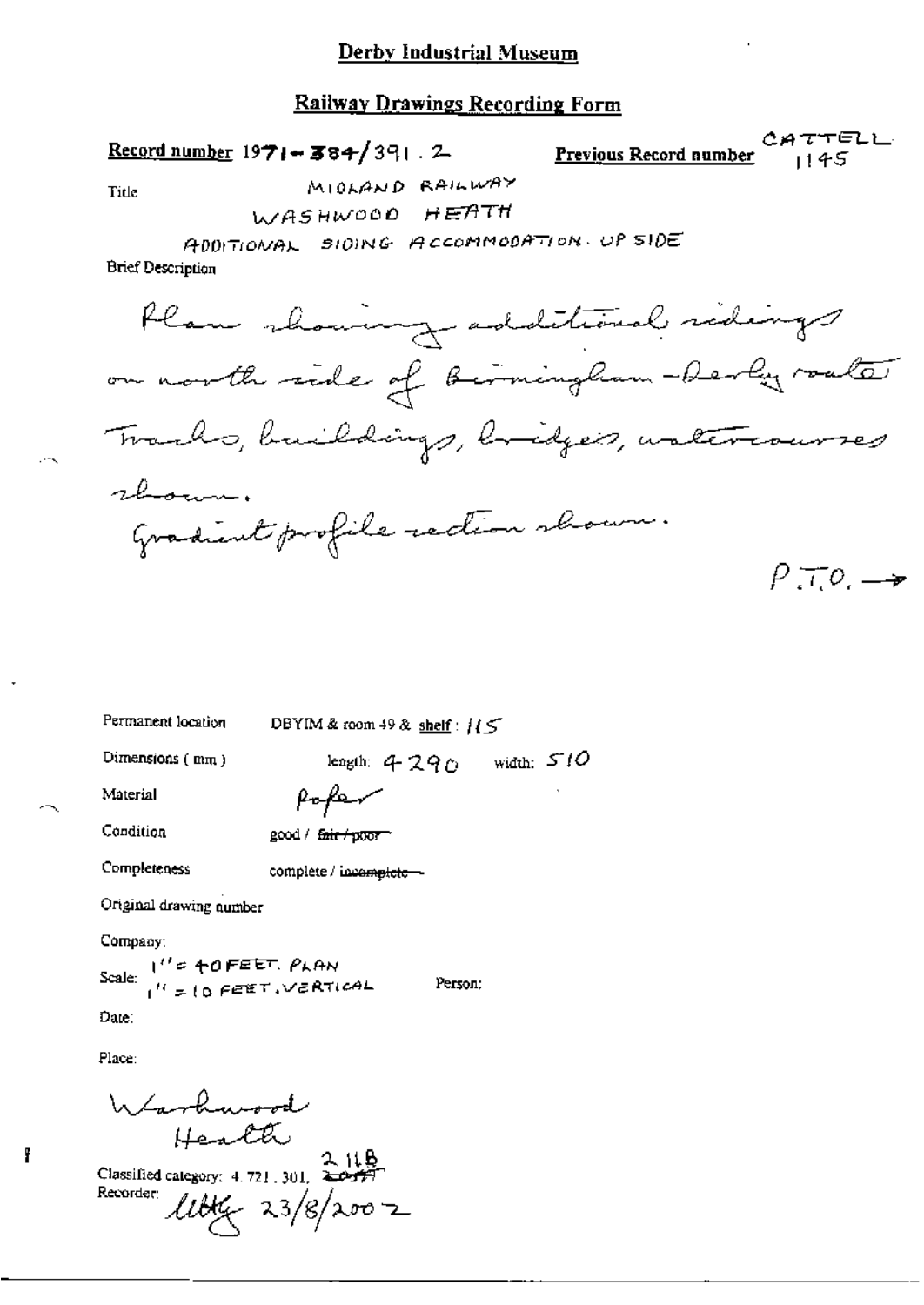**Derby Industrial Museum**

**Railway Drawings Recording Form**

**Record number** 1971-384/391.2 **Previous Record number** CATTELL 1145

Title MIDLAND RAILWAY
WASHWOOD HEATH
ADDITIONAL SIDING ACCOMMODATION. UP SIDE

Brief Description

Plan showing additional sidings on north side of Birmingham-Derby route. Tracks, buildings, bridges, watercourses shown.
Gradient profile section shown.

P.T.O. →

Permanent location DBYIM & room 49 & **shelf**: 115

Dimensions (mm) length: 4290 width: 510

Material Paper

Condition good / ~~fair / poor~~

Completeness complete / ~~incomplete~~

Original drawing number

Company:

Scale: 1" = 40 FEET. PLAN
1" = 10 FEET. VERTICAL

Person:

Date:

Place:

Washwood Heath

Classified category: 4.721.301, 2.11.B ~~2.04.7~~

Recorder: uttg 23/8/2002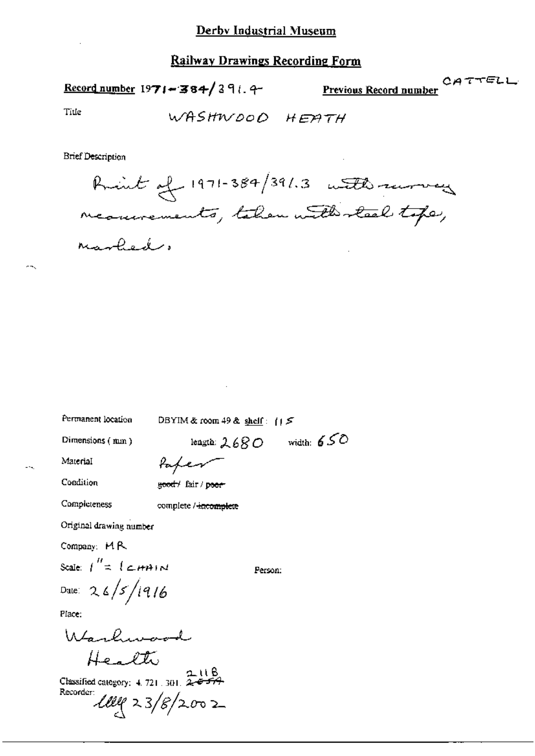# Derby Industrial Museum

## Railway Drawings Recording Form

**Record number** 1971-384/391.4

**Previous Record number** CATTELL

Title: WASHWOOD HEATH

Brief Description

Print of 1971-384/391.3 with survey measurements, taken with steel tape, marked.

Permanent location: DBYIM & room 49 & shelf: 115

Dimensions (mm): length: 2680 width: 650

Material: Paper

Condition: ~~good~~ / fair / ~~poor~~

Completeness: complete / ~~incomplete~~

Original drawing number

Company: MR

Scale: 1" = 1 CHAIN

Person:

Date: 26/5/1916

Place:

Washwood Heath

Classified category: 4.721.301. 2118 ~~2054~~

Recorder: lllg 23/8/2002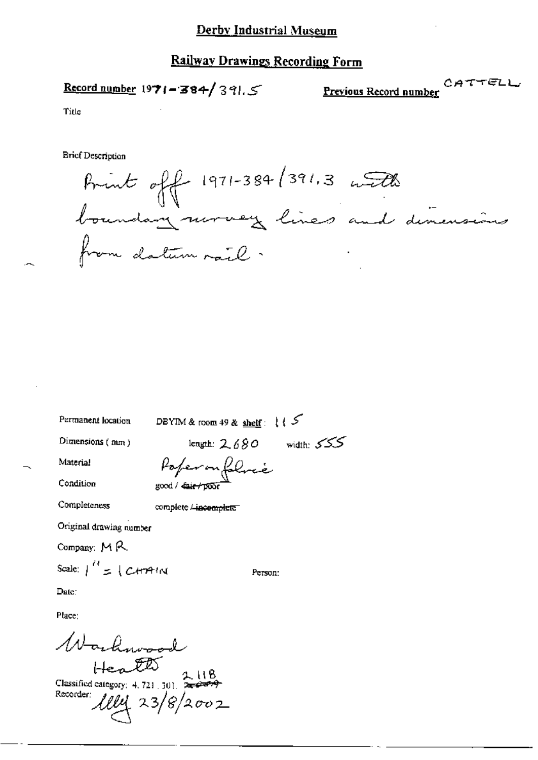# Derby Industrial Museum

## Railway Drawings Recording Form

**Record number** 1971-384/391.5

**Previous Record number** CATTELL

Title

Brief Description

Print off 1971-384/391.3 with boundary survey lines and dimensions from datum rail.

Permanent location: DBYIM & room 49 & **shelf**: 115

Dimensions (mm): length: 2680 width: 555

Material: Paper on fabric

Condition: good / ~~fair / poor~~

Completeness: complete / ~~incomplete~~

Original drawing number

Company: MR

Scale: 1" = 1 CHAIN

Person:

Date:

Place:

Warkwood Heath

Classified category: 4.721.301. 2.118 ~~2.000~~

Recorder: MM 23/8/2002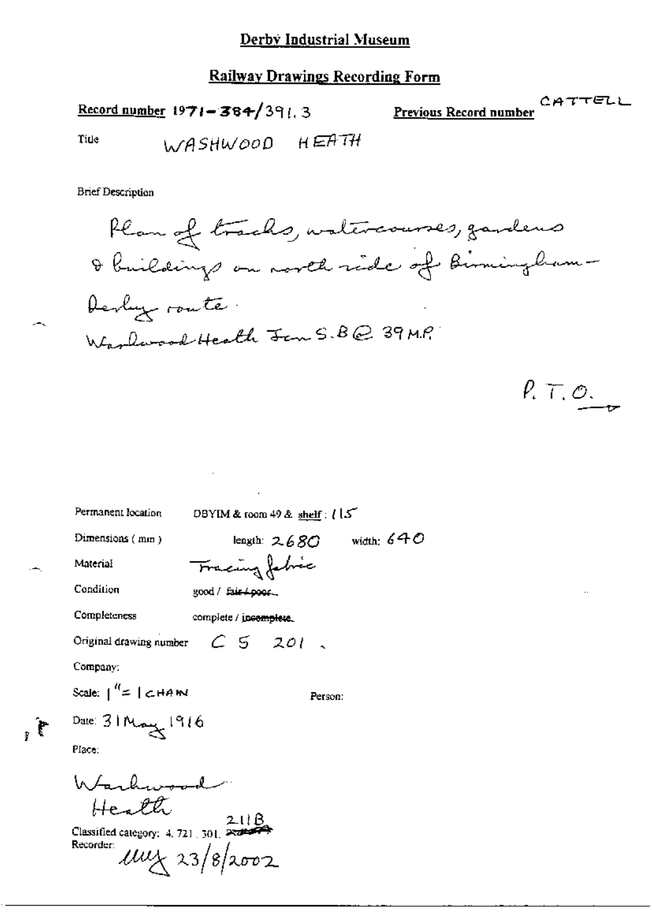## Derby Industrial Museum

### Railway Drawings Recording Form

**Record number** 1971-384/391.3 **Previous Record number** CATTELL

Title WASHWOOD HEATH

Brief Description

Plan of tracks, watercourses, gardens & buildings on north side of Birmingham-Derby route.
Washwood Heath Jcn S.B @ 39 M.P.

P.T.O.

Permanent location DBYIM & room 49 & shelf: 115

Dimensions (mm) length: 2680 width: 640

Material Tracing fabric

Condition good / ~~fair / poor~~

Completeness complete / ~~incomplete~~

Original drawing number C 5 201.

Company:

Scale: 1" = 1 CHAIN Person:

Date: 31 May 1916

Place:

Washwood Heath

Classified category: 4.721.301. 211B

Recorder: MMX 23/8/2002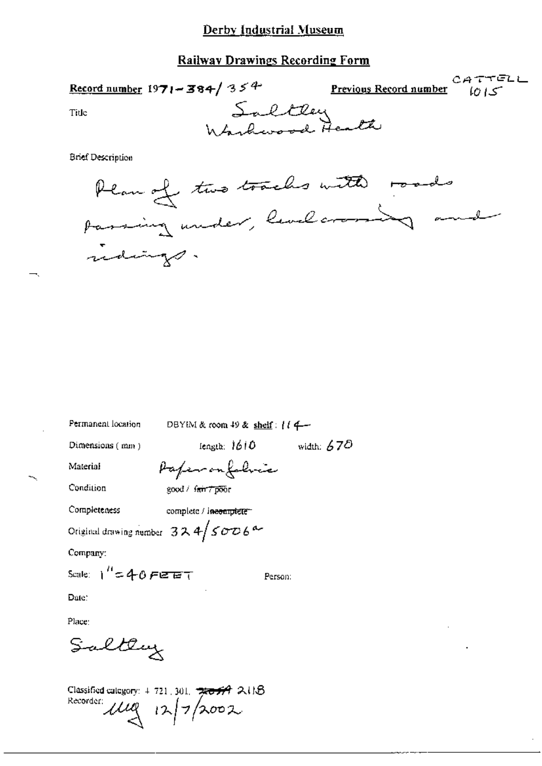# Derby Industrial Museum

## Railway Drawings Recording Form

**Record number** 1971-384/354

**Previous Record number** CATTELL 1015

Title: Saltley Washwood Heath

Brief Description

Plan of two tracks with roads passing under, level crossing and sidings.

Permanent location: DBYIM & room 49 & shelf: 114

Dimensions (mm): length: 1610 width: 670

Material: Paper on fabric

Condition: good / ~~fair / poor~~

Completeness: complete / ~~incomplete~~

Original drawing number: 324/5006a

Company:

Scale: 1" = 40 FEET

Person:

Date:

Place:

Saltley

Classified category: + 721.301. ~~?~~ 211B

Recorder: ulq 12/7/2002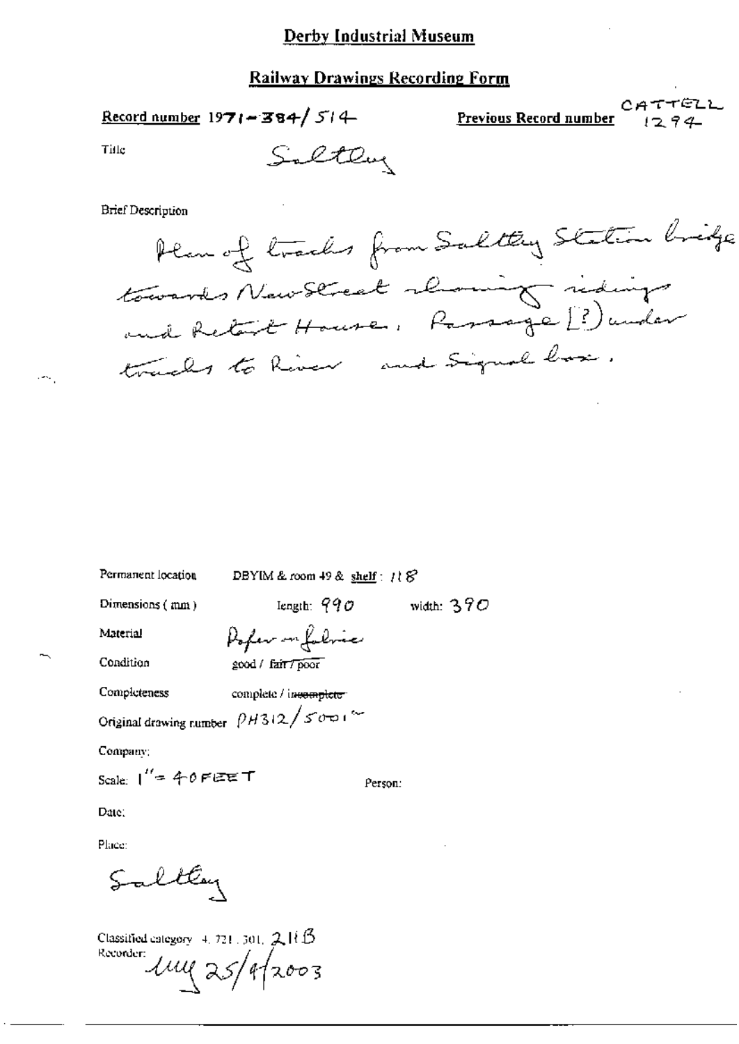# Derby Industrial Museum

## Railway Drawings Recording Form

**Record number** 1971-384/514

**Previous Record number** CATTELL 1294

Title Saltley

Brief Description

Plan of tracks from Saltley Station bridge towards New Street showing sidings and Retort House, Passage [?] under tracks to River and Signal box.

Permanent location DBYIM & room 49 & shelf : 118

Dimensions ( mm ) length: 990 width: 390

Material Paper on fabric

Condition good / ~~fair / poor~~

Completeness complete / ~~incomplete~~

Original drawing number PH312/5001~

Company:

Scale: 1" = 40 FEET

Person:

Date:

Place:

Saltley

Classified category 4. 721. 301. 2.11B

Recorder: MM 25/9/2003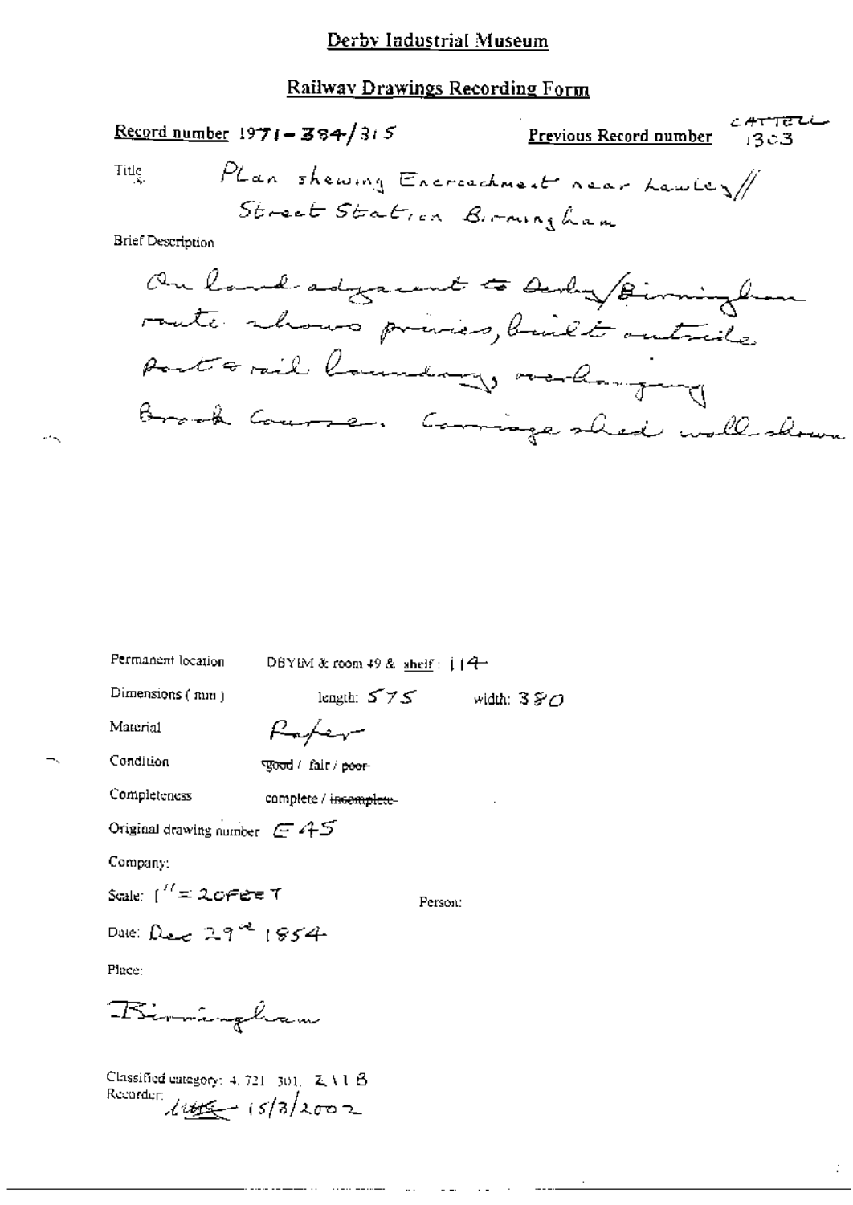Derby Industrial Museum

Railway Drawings Recording Form

**Record number** 1971-384/315

**Previous Record number** CATTELL 1303

Title: Plan shewing Encroachment near Lawley// Street Station Birmingham

Brief Description

On land adjacent to Derby/Birmingham route shows privies, built outside part a rail boundary, overhanging Brook Course. Carriage shed wall shown

Permanent location: DBYIM & room 49 & shelf: 114

Dimensions (mm): length: 575 width: 380

Material: Paper

Condition: ~~good~~ / fair / ~~poor~~

Completeness: complete / ~~incomplete~~

Original drawing number: E45

Company:

Scale: 1" = 20FEET

Person:

Date: Dec 29th 1854

Place:

Birmingham

Classified category: 4, 721, 301, Z118

Recorder: 15/3/2002